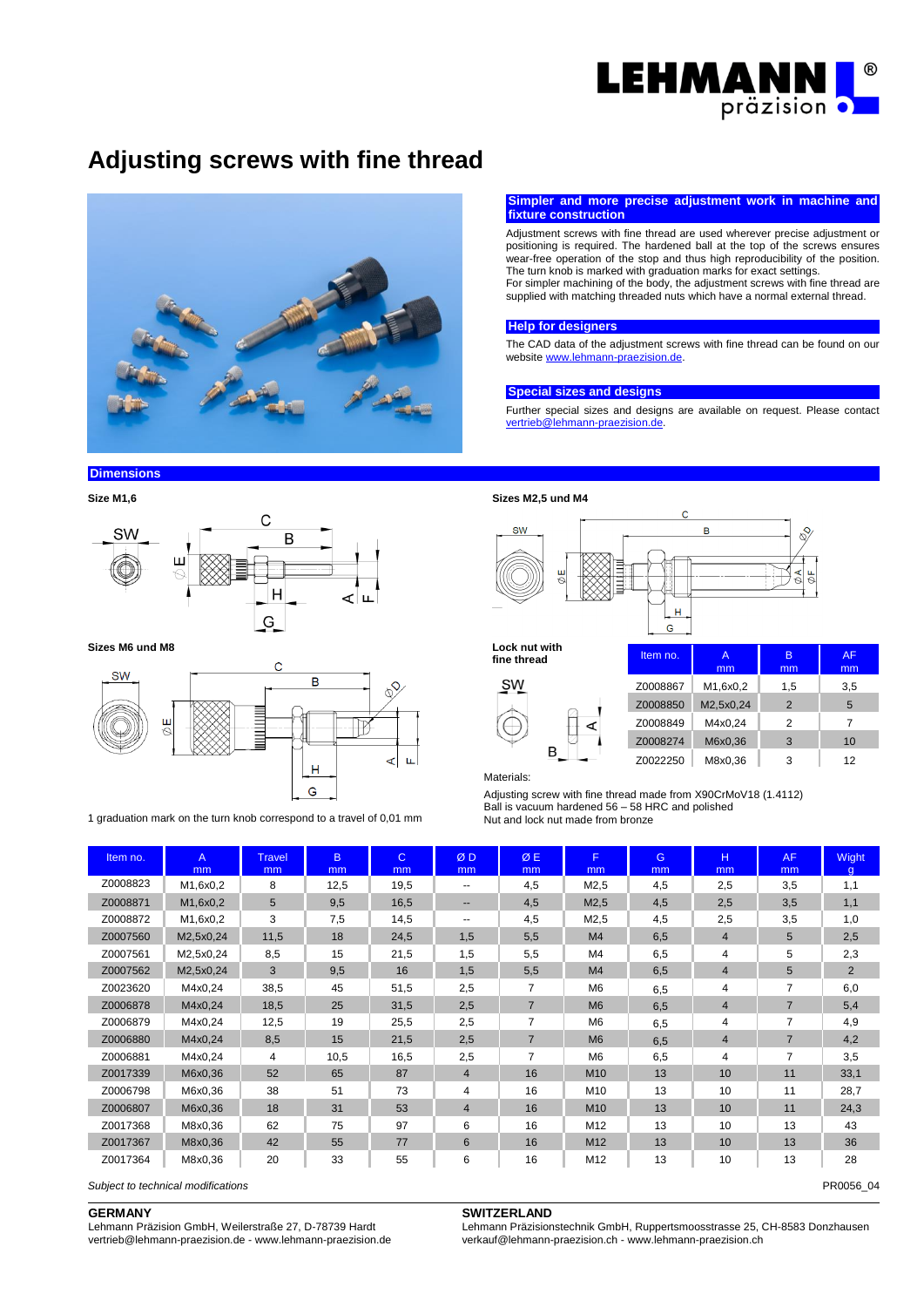# Adjusting screws with fine thread

## Simpler and more precise adjustment work in machine and fixture construction

Adjustment screws with fine thread are used wherever precise adjustment or positioning is required. The hardened ball at the top of the screws ensures wear-free operation of the stop and thus high reproducibility of the position. The turn knob is marked with graduation marks for exact settings.
For simpler machining of the body, the adjustment screws with fine thread are supplied with matching threaded nuts which have a normal external thread.

## Help for designers

The CAD data of the adjustment screws with fine thread can be found on our website www.lehmann-praezision.de.

## Special sizes and designs

Further special sizes and designs are available on request. Please contact vertrieb@lehmann-praezision.de.

## Dimensions

**Size M1,6**

**Sizes M2,5 und M4**

**Sizes M6 und M8**

1 graduation mark on the turn knob correspond to a travel of 0,01 mm

**Lock nut with fine thread**

| Item no. | A mm | B mm | AF mm |
|---|---|---|---|
| Z0008867 | M1,6x0,2 | 1,5 | 3,5 |
| Z0008850 | M2,5x0,24 | 2 | 5 |
| Z0008849 | M4x0,24 | 2 | 7 |
| Z0008274 | M6x0,36 | 3 | 10 |
| Z0022250 | M8x0,36 | 3 | 12 |

Materials:

Adjusting screw with fine thread made from X90CrMoV18 (1.4112)
Ball is vacuum hardened 56 – 58 HRC and polished
Nut and lock nut made from bronze

| Item no. | A mm | Travel mm | B mm | C mm | Ø D mm | Ø E mm | F mm | G mm | H mm | AF mm | Wight g |
|---|---|---|---|---|---|---|---|---|---|---|---|
| Z0008823 | M1,6x0,2 | 8 | 12,5 | 19,5 | -- | 4,5 | M2,5 | 4,5 | 2,5 | 3,5 | 1,1 |
| Z0008871 | M1,6x0,2 | 5 | 9,5 | 16,5 | -- | 4,5 | M2,5 | 4,5 | 2,5 | 3,5 | 1,1 |
| Z0008872 | M1,6x0,2 | 3 | 7,5 | 14,5 | -- | 4,5 | M2,5 | 4,5 | 2,5 | 3,5 | 1,0 |
| Z0007560 | M2,5x0,24 | 11,5 | 18 | 24,5 | 1,5 | 5,5 | M4 | 6,5 | 4 | 5 | 2,5 |
| Z0007561 | M2,5x0,24 | 8,5 | 15 | 21,5 | 1,5 | 5,5 | M4 | 6,5 | 4 | 5 | 2,3 |
| Z0007562 | M2,5x0,24 | 3 | 9,5 | 16 | 1,5 | 5,5 | M4 | 6,5 | 4 | 5 | 2 |
| Z0023620 | M4x0,24 | 38,5 | 45 | 51,5 | 2,5 | 7 | M6 | 6,5 | 4 | 7 | 6,0 |
| Z0006878 | M4x0,24 | 18,5 | 25 | 31,5 | 2,5 | 7 | M6 | 6,5 | 4 | 7 | 5,4 |
| Z0006879 | M4x0,24 | 12,5 | 19 | 25,5 | 2,5 | 7 | M6 | 6,5 | 4 | 7 | 4,9 |
| Z0006880 | M4x0,24 | 8,5 | 15 | 21,5 | 2,5 | 7 | M6 | 6,5 | 4 | 7 | 4,2 |
| Z0006881 | M4x0,24 | 4 | 10,5 | 16,5 | 2,5 | 7 | M6 | 6,5 | 4 | 7 | 3,5 |
| Z0017339 | M6x0,36 | 52 | 65 | 87 | 4 | 16 | M10 | 13 | 10 | 11 | 33,1 |
| Z0006798 | M6x0,36 | 38 | 51 | 73 | 4 | 16 | M10 | 13 | 10 | 11 | 28,7 |
| Z0006807 | M6x0,36 | 18 | 31 | 53 | 4 | 16 | M10 | 13 | 10 | 11 | 24,3 |
| Z0017368 | M8x0,36 | 62 | 75 | 97 | 6 | 16 | M12 | 13 | 10 | 13 | 43 |
| Z0017367 | M8x0,36 | 42 | 55 | 77 | 6 | 16 | M12 | 13 | 10 | 13 | 36 |
| Z0017364 | M8x0,36 | 20 | 33 | 55 | 6 | 16 | M12 | 13 | 10 | 13 | 28 |

*Subject to technical modifications*

PR0056_04

**GERMANY**
Lehmann Präzision GmbH, Weilerstraße 27, D-78739 Hardt
vertrieb@lehmann-praezision.de - www.lehmann-praezision.de

**SWITZERLAND**
Lehmann Präzisionstechnik GmbH, Ruppertsmoosstrasse 25, CH-8583 Donzhausen
verkauf@lehmann-praezision.ch - www.lehmann-praezision.ch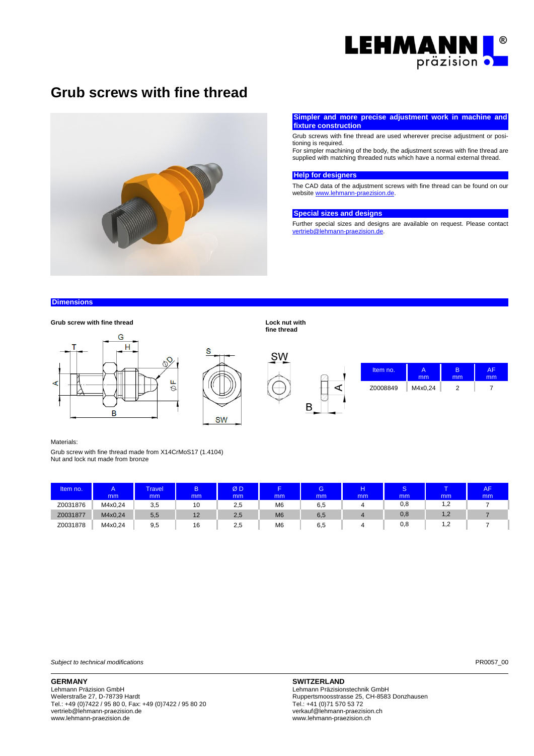# Grub screws with fine thread

## Simpler and more precise adjustment work in machine and fixture construction

Grub screws with fine thread are used wherever precise adjustment or positioning is required.
For simpler machining of the body, the adjustment screws with fine thread are supplied with matching threaded nuts which have a normal external thread.

## Help for designers

The CAD data of the adjustment screws with fine thread can be found on our website www.lehmann-praezision.de.

## Special sizes and designs

Further special sizes and designs are available on request. Please contact vertrieb@lehmann-praezision.de.

## Dimensions

**Grub screw with fine thread**

T G H A ØD ØF B S SW

**Lock nut with fine thread**

SW A B

| Item no. | A mm | B mm | AF mm |
|---|---|---|---|
| Z0008849 | M4x0,24 | 2 | 7 |

Materials:

Grub screw with fine thread made from X14CrMoS17 (1.4104)
Nut and lock nut made from bronze

| Item no. | A mm | Travel mm | B mm | Ø D mm | F mm | G mm | H mm | S mm | T mm | AF mm |
|---|---|---|---|---|---|---|---|---|---|---|
| Z0031876 | M4x0,24 | 3,5 | 10 | 2,5 | M6 | 6,5 | 4 | 0,8 | 1,2 | 7 |
| Z0031877 | M4x0,24 | 5,5 | 12 | 2,5 | M6 | 6,5 | 4 | 0,8 | 1,2 | 7 |
| Z0031878 | M4x0,24 | 9,5 | 16 | 2,5 | M6 | 6,5 | 4 | 0,8 | 1,2 | 7 |

*Subject to technical modifications*

PR0057_00

**GERMANY**
Lehmann Präzision GmbH
Weilerstraße 27, D-78739 Hardt
Tel.: +49 (0)7422 / 95 80 0, Fax: +49 (0)7422 / 95 80 20
vertrieb@lehmann-praezision.de
www.lehmann-praezision.de

**SWITZERLAND**
Lehmann Präzisionstechnik GmbH
Ruppertsmoosstrasse 25, CH-8583 Donzhausen
Tel.: +41 (0)71 570 53 72
verkauf@lehmann-praezision.ch
www.lehmann-praezision.ch